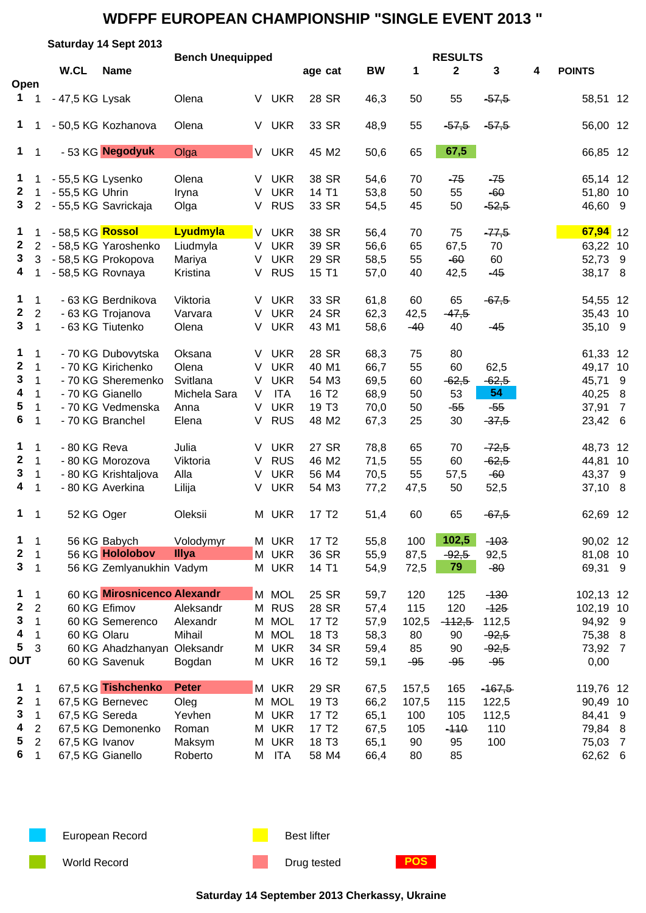# WDFPF EUROPEAN CHAMPIONSHIP "SINGLE EVENT 2013 "

**Saturday 14 Sept 2013**

**Bench Unequipped**

| | | W.CL | Name | | | | age | cat | BW | 1 | 2 | 3 | 4 | POINTS | |
|---|---|---|---|---|---|---|---|---|---|---|---|---|---|---|---|
| **Open** | | | | | | | | | | | | | | | |
| 1 | 1 | - 47,5 KG | Lysak | Olena | V | UKR | 28 | SR | 46,3 | 50 | 55 | ~~57,5~~ | | 58,51 | 12 |
| 1 | 1 | - 50,5 KG | Kozhanova | Olena | V | UKR | 33 | SR | 48,9 | 55 | ~~57,5~~ | ~~57,5~~ | | 56,00 | 12 |
| 1 | 1 | - 53 KG | **Negodyuk** | Olga | V | UKR | 45 | M2 | 50,6 | 65 | **67,5** | | | 66,85 | 12 |
| 1 | 1 | - 55,5 KG | Lysenko | Olena | V | UKR | 38 | SR | 54,6 | 70 | ~~75~~ | ~~75~~ | | 65,14 | 12 |
| 2 | 1 | - 55,5 KG | Uhrin | Iryna | V | UKR | 14 | T1 | 53,8 | 50 | 55 | ~~60~~ | | 51,80 | 10 |
| 3 | 2 | - 55,5 KG | Savrickaja | Olga | V | RUS | 33 | SR | 54,5 | 45 | 50 | ~~52,5~~ | | 46,60 | 9 |
| 1 | 1 | - 58,5 KG | **Rossol** | **Lyudmyla** | V | UKR | 38 | SR | 56,4 | 70 | 75 | ~~77,5~~ | | **67,94** | 12 |
| 2 | 2 | - 58,5 KG | Yaroshenko | Liudmyla | V | UKR | 39 | SR | 56,6 | 65 | 67,5 | 70 | | 63,22 | 10 |
| 3 | 3 | - 58,5 KG | Prokopova | Mariya | V | UKR | 29 | SR | 58,5 | 55 | ~~60~~ | 60 | | 52,73 | 9 |
| 4 | 1 | - 58,5 KG | Rovnaya | Kristina | V | RUS | 15 | T1 | 57,0 | 40 | 42,5 | ~~45~~ | | 38,17 | 8 |
| 1 | 1 | - 63 KG | Berdnikova | Viktoria | V | UKR | 33 | SR | 61,8 | 60 | 65 | ~~67,5~~ | | 54,55 | 12 |
| 2 | 2 | - 63 KG | Trojanova | Varvara | V | UKR | 24 | SR | 62,3 | 42,5 | ~~47,5~~ | | | 35,43 | 10 |
| 3 | 1 | - 63 KG | Tiutenko | Olena | V | UKR | 43 | M1 | 58,6 | ~~40~~ | 40 | ~~45~~ | | 35,10 | 9 |
| 1 | 1 | - 70 KG | Dubovytska | Oksana | V | UKR | 28 | SR | 68,3 | 75 | 80 | | | 61,33 | 12 |
| 2 | 1 | - 70 KG | Kirichenko | Olena | V | UKR | 40 | M1 | 66,7 | 55 | 60 | 62,5 | | 49,17 | 10 |
| 3 | 1 | - 70 KG | Sheremenko | Svitlana | V | UKR | 54 | M3 | 69,5 | 60 | ~~62,5~~ | ~~62,5~~ | | 45,71 | 9 |
| 4 | 1 | - 70 KG | Gianello | Michela Sara | V | ITA | 16 | T2 | 68,9 | 50 | 53 | **54** | | 40,25 | 8 |
| 5 | 1 | - 70 KG | Vedmenska | Anna | V | UKR | 19 | T3 | 70,0 | 50 | ~~55~~ | ~~55~~ | | 37,91 | 7 |
| 6 | 1 | - 70 KG | Branchel | Elena | V | RUS | 48 | M2 | 67,3 | 25 | 30 | ~~37,5~~ | | 23,42 | 6 |
| 1 | 1 | - 80 KG | Reva | Julia | V | UKR | 27 | SR | 78,8 | 65 | 70 | ~~72,5~~ | | 48,73 | 12 |
| 2 | 1 | - 80 KG | Morozova | Viktoria | V | RUS | 46 | M2 | 71,5 | 55 | 60 | ~~62,5~~ | | 44,81 | 10 |
| 3 | 1 | - 80 KG | Krishtaljova | Alla | V | UKR | 56 | M4 | 70,5 | 55 | 57,5 | ~~60~~ | | 43,37 | 9 |
| 4 | 1 | - 80 KG | Averkina | Lilija | V | UKR | 54 | M3 | 77,2 | 47,5 | 50 | 52,5 | | 37,10 | 8 |
| 1 | 1 | 52 KG | Oger | Oleksii | M | UKR | 17 | T2 | 51,4 | 60 | 65 | ~~67,5~~ | | 62,69 | 12 |
| 1 | 1 | 56 KG | Babych | Volodymyr | M | UKR | 17 | T2 | 55,8 | 100 | **102,5** | ~~103~~ | | 90,02 | 12 |
| 2 | 1 | 56 KG | **Hololobov** | **Illya** | M | UKR | 36 | SR | 55,9 | 87,5 | ~~92,5~~ | 92,5 | | 81,08 | 10 |
| 3 | 1 | 56 KG | Zemlyanukhin | Vadym | M | UKR | 14 | T1 | 54,9 | 72,5 | **79** | ~~80~~ | | 69,31 | 9 |
| 1 | 1 | 60 KG | **Mirosnicenco** | **Alexandr** | M | MOL | 25 | SR | 59,7 | 120 | 125 | ~~130~~ | | 102,13 | 12 |
| 2 | 2 | 60 KG | Efimov | Aleksandr | M | RUS | 28 | SR | 57,4 | 115 | 120 | ~~125~~ | | 102,19 | 10 |
| 3 | 1 | 60 KG | Semerenco | Alexandr | M | MOL | 17 | T2 | 57,9 | 102,5 | ~~112,5~~ | 112,5 | | 94,92 | 9 |
| 4 | 1 | 60 KG | Olaru | Mihail | M | MOL | 18 | T3 | 58,3 | 80 | 90 | ~~92,5~~ | | 75,38 | 8 |
| 5 | 3 | 60 KG | Ahadzhanyan | Oleksandr | M | UKR | 34 | SR | 59,4 | 85 | 90 | ~~92,5~~ | | 73,92 | 7 |
| OUT | | 60 KG | Savenuk | Bogdan | M | UKR | 16 | T2 | 59,1 | ~~95~~ | ~~95~~ | ~~95~~ | | 0,00 | |
| 1 | 1 | 67,5 KG | **Tishchenko** | **Peter** | M | UKR | 29 | SR | 67,5 | 157,5 | 165 | ~~167,5~~ | | 119,76 | 12 |
| 2 | 1 | 67,5 KG | Bernevec | Oleg | M | MOL | 19 | T3 | 66,2 | 107,5 | 115 | 122,5 | | 90,49 | 10 |
| 3 | 1 | 67,5 KG | Sereda | Yevhen | M | UKR | 17 | T2 | 65,1 | 100 | 105 | 112,5 | | 84,41 | 9 |
| 4 | 2 | 67,5 KG | Demonenko | Roman | M | UKR | 17 | T2 | 67,5 | 105 | ~~110~~ | 110 | | 79,84 | 8 |
| 5 | 2 | 67,5 KG | Ivanov | Maksym | M | UKR | 18 | T3 | 65,1 | 90 | 95 | 100 | | 75,03 | 7 |
| 6 | 1 | 67,5 KG | Gianello | Roberto | M | ITA | 58 | M4 | 66,4 | 80 | 85 | | | 62,62 | 6 |

European Record — Best lifter

World Record — Drug tested — **POS**

**Saturday 14 September 2013 Cherkassy, Ukraine**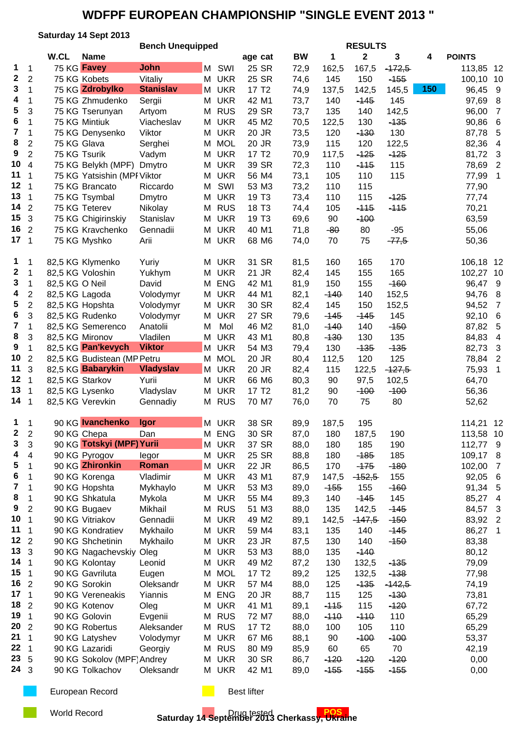# WDFPF EUROPEAN CHAMPIONSHIP "SINGLE EVENT 2013 "

**Saturday 14 Sept 2013**

**Bench Unequipped**

| | | W.CL | Name | | | | age | cat | BW | 1 | 2 | 3 | 4 | POINTS | |
|---|---|---|---|---|---|---|---|---|---|---|---|---|---|---|---|
| 1 | 1 | 75 KG | Favey | John | M | SWI | 25 | SR | 72,9 | 162,5 | 167,5 | ~~172,5~~ | | 113,85 | 12 |
| 2 | 2 | 75 KG | Kobets | Vitaliy | M | UKR | 25 | SR | 74,6 | 145 | 150 | ~~155~~ | | 100,10 | 10 |
| 3 | 1 | 75 KG | Zdrobylko | Stanislav | M | UKR | 17 | T2 | 74,9 | 137,5 | 142,5 | 145,5 | 150 | 96,45 | 9 |
| 4 | 1 | 75 KG | Zhmudenko | Sergii | M | UKR | 42 | M1 | 73,7 | 140 | ~~145~~ | 145 | | 97,69 | 8 |
| 5 | 3 | 75 KG | Tserunyan | Artyom | M | RUS | 29 | SR | 73,7 | 135 | 140 | 142,5 | | 96,00 | 7 |
| 6 | 1 | 75 KG | Mintiuk | Viacheslav | M | UKR | 45 | M2 | 70,5 | 122,5 | 130 | ~~135~~ | | 90,86 | 6 |
| 7 | 1 | 75 KG | Denysenko | Viktor | M | UKR | 20 | JR | 73,5 | 120 | ~~130~~ | 130 | | 87,78 | 5 |
| 8 | 2 | 75 KG | Glava | Serghei | M | MOL | 20 | JR | 73,9 | 115 | 120 | 122,5 | | 82,36 | 4 |
| 9 | 2 | 75 KG | Tsurik | Vadym | M | UKR | 17 | T2 | 70,9 | 117,5 | ~~125~~ | ~~125~~ | | 81,72 | 3 |
| 10 | 4 | 75 KG | Belykh (MPF) | Dmytro | M | UKR | 39 | SR | 72,3 | 110 | ~~115~~ | 115 | | 78,69 | 2 |
| 11 | 1 | 75 KG | Yatsishin (MPF | Viktor | M | UKR | 56 | M4 | 73,1 | 105 | 110 | 115 | | 77,99 | 1 |
| 12 | 1 | 75 KG | Brancato | Riccardo | M | SWI | 53 | M3 | 73,2 | 110 | 115 | | | 77,90 | |
| 13 | 1 | 75 KG | Tsymbal | Dmytro | M | UKR | 19 | T3 | 73,4 | 110 | 115 | ~~125~~ | | 77,74 | |
| 14 | 2 | 75 KG | Teterev | Nikolay | M | RUS | 18 | T3 | 74,4 | 105 | ~~115~~ | ~~115~~ | | 70,21 | |
| 15 | 3 | 75 KG | Chigirinskiy | Stanislav | M | UKR | 19 | T3 | 69,6 | 90 | ~~100~~ | | | 63,59 | |
| 16 | 2 | 75 KG | Kravchenko | Gennadii | M | UKR | 40 | M1 | 71,8 | ~~80~~ | 80 | -95 | | 55,06 | |
| 17 | 1 | 75 KG | Myshko | Arii | M | UKR | 68 | M6 | 74,0 | 70 | 75 | ~~77,5~~ | | 50,36 | |
| | | | | | | | | | | | | | | | |
| 1 | 1 | 82,5 KG | Klymenko | Yuriy | M | UKR | 31 | SR | 81,5 | 160 | 165 | 170 | | 106,18 | 12 |
| 2 | 1 | 82,5 KG | Voloshin | Yukhym | M | UKR | 21 | JR | 82,4 | 145 | 155 | 165 | | 102,27 | 10 |
| 3 | 1 | 82,5 KG | O Neil | David | M | ENG | 42 | M1 | 81,9 | 150 | 155 | ~~160~~ | | 96,47 | 9 |
| 4 | 2 | 82,5 KG | Lagoda | Volodymyr | M | UKR | 44 | M1 | 82,1 | ~~140~~ | 140 | 152,5 | | 94,76 | 8 |
| 5 | 2 | 82,5 KG | Hopshta | Volodymyr | M | UKR | 30 | SR | 82,4 | 145 | 150 | 152,5 | | 94,52 | 7 |
| 6 | 3 | 82,5 KG | Rudenko | Volodymyr | M | UKR | 27 | SR | 79,6 | ~~145~~ | ~~145~~ | 145 | | 92,10 | 6 |
| 7 | 1 | 82,5 KG | Semerenco | Anatolii | M | Mol | 46 | M2 | 81,0 | ~~140~~ | 140 | ~~150~~ | | 87,82 | 5 |
| 8 | 3 | 82,5 KG | Mironov | Vladilen | M | UKR | 43 | M1 | 80,8 | ~~130~~ | 130 | 135 | | 84,83 | 4 |
| 9 | 1 | 82,5 KG | Pan'kevych | Viktor | M | UKR | 54 | M3 | 79,4 | 130 | ~~135~~ | ~~135~~ | | 82,73 | 3 |
| 10 | 2 | 82,5 KG | Budistean (MP | Petru | M | MOL | 20 | JR | 80,4 | 112,5 | 120 | 125 | | 78,84 | 2 |
| 11 | 3 | 82,5 KG | Babarykin | Vladyslav | M | UKR | 20 | JR | 82,4 | 115 | 122,5 | ~~127,5~~ | | 75,93 | 1 |
| 12 | 1 | 82,5 KG | Starkov | Yurii | M | UKR | 66 | M6 | 80,3 | 90 | 97,5 | 102,5 | | 64,70 | |
| 13 | 1 | 82,5 KG | Lysenko | Vladyslav | M | UKR | 17 | T2 | 81,2 | 90 | ~~100~~ | ~~100~~ | | 56,36 | |
| 14 | 1 | 82,5 KG | Verevkin | Gennadiy | M | RUS | 70 | M7 | 76,0 | 70 | 75 | 80 | | 52,62 | |
| | | | | | | | | | | | | | | | |
| 1 | 1 | 90 KG | Ivanchenko | Igor | M | UKR | 38 | SR | 89,9 | 187,5 | 195 | | | 114,21 | 12 |
| 2 | 2 | 90 KG | Chepa | Dan | M | ENG | 30 | SR | 87,0 | 180 | 187,5 | 190 | | 113,58 | 10 |
| 3 | 3 | 90 KG | Totskyi (MPF) | Yurii | M | UKR | 37 | SR | 88,0 | 180 | 185 | 190 | | 112,77 | 9 |
| 4 | 4 | 90 KG | Pyrogov | Iegor | M | UKR | 25 | SR | 88,8 | 180 | ~~185~~ | 185 | | 109,17 | 8 |
| 5 | 1 | 90 KG | Zhironkin | Roman | M | UKR | 22 | JR | 86,5 | 170 | ~~175~~ | ~~180~~ | | 102,00 | 7 |
| 6 | 1 | 90 KG | Korenga | Vladimir | M | UKR | 43 | M1 | 87,9 | 147,5 | ~~152,5~~ | 155 | | 92,05 | 6 |
| 7 | 1 | 90 KG | Hopshta | Mykhaylo | M | UKR | 53 | M3 | 89,0 | ~~155~~ | 155 | ~~160~~ | | 91,34 | 5 |
| 8 | 1 | 90 KG | Shkatula | Mykola | M | UKR | 55 | M4 | 89,3 | 140 | ~~145~~ | 145 | | 85,27 | 4 |
| 9 | 2 | 90 KG | Bugaev | Mikhail | M | RUS | 51 | M3 | 88,0 | 135 | 142,5 | ~~145~~ | | 84,57 | 3 |
| 10 | 1 | 90 KG | Vitriakov | Gennadii | M | UKR | 49 | M2 | 89,1 | 142,5 | ~~147,5~~ | ~~150~~ | | 83,92 | 2 |
| 11 | 1 | 90 KG | Kondratiev | Mykhailo | M | UKR | 59 | M4 | 83,1 | 135 | 140 | ~~145~~ | | 86,27 | 1 |
| 12 | 2 | 90 KG | Shchetinin | Mykhailo | M | UKR | 23 | JR | 87,5 | 130 | 140 | ~~150~~ | | 83,38 | |
| 13 | 3 | 90 KG | Nagachevskiy | Oleg | M | UKR | 53 | M3 | 88,0 | 135 | ~~140~~ | | | 80,12 | |
| 14 | 1 | 90 KG | Kolontay | Leonid | M | UKR | 49 | M2 | 87,2 | 130 | 132,5 | ~~135~~ | | 79,09 | |
| 15 | 1 | 90 KG | Gavriluta | Eugen | M | MOL | 17 | T2 | 89,2 | 125 | 132,5 | ~~138~~ | | 77,98 | |
| 16 | 2 | 90 KG | Sorokin | Oleksandr | M | UKR | 57 | M4 | 88,0 | 125 | ~~135~~ | ~~142,5~~ | | 74,19 | |
| 17 | 1 | 90 KG | Vereneakis | Yiannis | M | ENG | 20 | JR | 88,7 | 115 | 125 | ~~130~~ | | 73,81 | |
| 18 | 2 | 90 KG | Kotenov | Oleg | M | UKR | 41 | M1 | 89,1 | ~~115~~ | 115 | ~~120~~ | | 67,72 | |
| 19 | 1 | 90 KG | Golovin | Evgenii | M | RUS | 72 | M7 | 88,0 | ~~110~~ | ~~110~~ | 110 | | 65,29 | |
| 20 | 2 | 90 KG | Robertus | Aleksander | M | RUS | 17 | T2 | 88,0 | 100 | 105 | 110 | | 65,29 | |
| 21 | 1 | 90 KG | Latyshev | Volodymyr | M | UKR | 67 | M6 | 88,1 | 90 | ~~100~~ | ~~100~~ | | 53,37 | |
| 22 | 1 | 90 KG | Lazaridi | Georgiy | M | RUS | 80 | M9 | 85,9 | 60 | 65 | 70 | | 42,19 | |
| 23 | 5 | 90 KG | Sokolov (MPF) | Andrey | M | UKR | 30 | SR | 86,7 | ~~120~~ | ~~120~~ | ~~120~~ | | 0,00 | |
| 24 | 3 | 90 KG | Tolkachov | Oleksandr | M | UKR | 42 | M1 | 89,0 | ~~155~~ | ~~155~~ | ~~155~~ | | 0,00 | |

European Record | Best lifter

World Record | Drug tested | POS

**Saturday 14 September 2013 Cherkassy, Ukraine**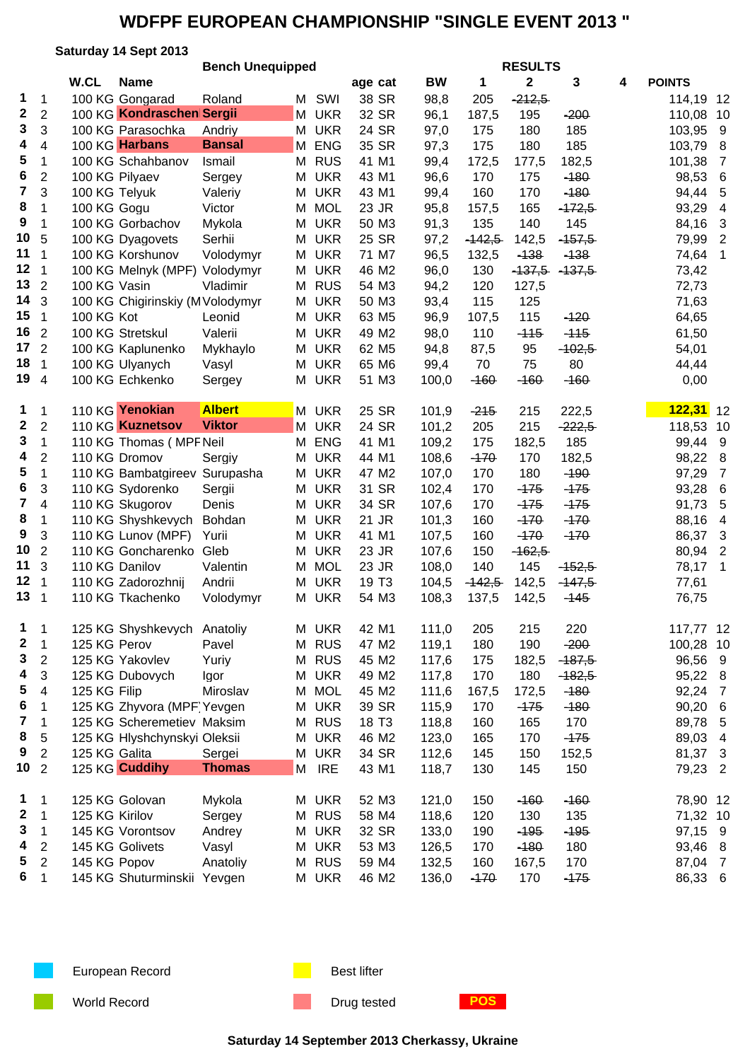# WDFPF EUROPEAN CHAMPIONSHIP "SINGLE EVENT 2013 "

**Saturday 14 Sept 2013**

**Bench Unequipped**

| | | W.CL | Name | | | | age | cat | BW | 1 | 2 | 3 | 4 | POINTS | |
|---|---|---|---|---|---|---|---|---|---|---|---|---|---|---|---|
| 1 | 1 | 100 KG | Gongarad | Roland | M | SWI | 38 | SR | 98,8 | 205 | ~~212,5~~ | | | 114,19 | 12 |
| 2 | 2 | 100 KG | **Kondraschen** | **Sergii** | M | UKR | 32 | SR | 96,1 | 187,5 | 195 | ~~200~~ | | 110,08 | 10 |
| 3 | 3 | 100 KG | Parasochka | Andriy | M | UKR | 24 | SR | 97,0 | 175 | 180 | 185 | | 103,95 | 9 |
| 4 | 4 | 100 KG | **Harbans** | **Bansal** | M | ENG | 35 | SR | 97,3 | 175 | 180 | 185 | | 103,79 | 8 |
| 5 | 1 | 100 KG | Schahbanov | Ismail | M | RUS | 41 | M1 | 99,4 | 172,5 | 177,5 | 182,5 | | 101,38 | 7 |
| 6 | 2 | 100 KG | Pilyaev | Sergey | M | UKR | 43 | M1 | 96,6 | 170 | 175 | ~~180~~ | | 98,53 | 6 |
| 7 | 3 | 100 KG | Telyuk | Valeriy | M | UKR | 43 | M1 | 99,4 | 160 | 170 | ~~180~~ | | 94,44 | 5 |
| 8 | 1 | 100 KG | Gogu | Victor | M | MOL | 23 | JR | 95,8 | 157,5 | 165 | ~~172,5~~ | | 93,29 | 4 |
| 9 | 1 | 100 KG | Gorbachov | Mykola | M | UKR | 50 | M3 | 91,3 | 135 | 140 | 145 | | 84,16 | 3 |
| 10 | 5 | 100 KG | Dyagovets | Serhii | M | UKR | 25 | SR | 97,2 | ~~142,5~~ | 142,5 | ~~157,5~~ | | 79,99 | 2 |
| 11 | 1 | 100 KG | Korshunov | Volodymyr | M | UKR | 71 | M7 | 96,5 | 132,5 | ~~138~~ | ~~138~~ | | 74,64 | 1 |
| 12 | 1 | 100 KG | Melnyk (MPF) | Volodymyr | M | UKR | 46 | M2 | 96,0 | 130 | ~~137,5~~ | ~~137,5~~ | | 73,42 | |
| 13 | 2 | 100 KG | Vasin | Vladimir | M | RUS | 54 | M3 | 94,2 | 120 | 127,5 | | | 72,73 | |
| 14 | 3 | 100 KG | Chigirinskiy (M | Volodymyr | M | UKR | 50 | M3 | 93,4 | 115 | 125 | | | 71,63 | |
| 15 | 1 | 100 KG | Kot | Leonid | M | UKR | 63 | M5 | 96,9 | 107,5 | 115 | ~~120~~ | | 64,65 | |
| 16 | 2 | 100 KG | Stretskul | Valerii | M | UKR | 49 | M2 | 98,0 | 110 | ~~115~~ | ~~115~~ | | 61,50 | |
| 17 | 2 | 100 KG | Kaplunenko | Mykhaylo | M | UKR | 62 | M5 | 94,8 | 87,5 | 95 | ~~102,5~~ | | 54,01 | |
| 18 | 1 | 100 KG | Ulyanych | Vasyl | M | UKR | 65 | M6 | 99,4 | 70 | 75 | 80 | | 44,44 | |
| 19 | 4 | 100 KG | Echkenko | Sergey | M | UKR | 51 | M3 | 100,0 | ~~160~~ | ~~160~~ | ~~160~~ | | 0,00 | |
| 1 | 1 | 110 KG | **Yenokian** | **Albert** | M | UKR | 25 | SR | 101,9 | ~~215~~ | 215 | 222,5 | | **122,31** | 12 |
| 2 | 2 | 110 KG | **Kuznetsov** | **Viktor** | M | UKR | 24 | SR | 101,2 | 205 | 215 | ~~222,5~~ | | 118,53 | 10 |
| 3 | 1 | 110 KG | Thomas ( MPF | Neil | M | ENG | 41 | M1 | 109,2 | 175 | 182,5 | 185 | | 99,44 | 9 |
| 4 | 2 | 110 KG | Dromov | Sergiy | M | UKR | 44 | M1 | 108,6 | ~~170~~ | 170 | 182,5 | | 98,22 | 8 |
| 5 | 1 | 110 KG | Bambatgireev | Surupasha | M | UKR | 47 | M2 | 107,0 | 170 | 180 | ~~190~~ | | 97,29 | 7 |
| 6 | 3 | 110 KG | Sydorenko | Sergii | M | UKR | 31 | SR | 102,4 | 170 | ~~175~~ | ~~175~~ | | 93,28 | 6 |
| 7 | 4 | 110 KG | Skugorov | Denis | M | UKR | 34 | SR | 107,6 | 170 | ~~175~~ | ~~175~~ | | 91,73 | 5 |
| 8 | 1 | 110 KG | Shyshkevych | Bohdan | M | UKR | 21 | JR | 101,3 | 160 | ~~170~~ | ~~170~~ | | 88,16 | 4 |
| 9 | 3 | 110 KG | Lunov (MPF) | Yurii | M | UKR | 41 | M1 | 107,5 | 160 | ~~170~~ | ~~170~~ | | 86,37 | 3 |
| 10 | 2 | 110 KG | Goncharenko | Gleb | M | UKR | 23 | JR | 107,6 | 150 | ~~162,5~~ | | | 80,94 | 2 |
| 11 | 3 | 110 KG | Danilov | Valentin | M | MOL | 23 | JR | 108,0 | 140 | 145 | ~~152,5~~ | | 78,17 | 1 |
| 12 | 1 | 110 KG | Zadorozhnij | Andrii | M | UKR | 19 | T3 | 104,5 | ~~142,5~~ | 142,5 | ~~147,5~~ | | 77,61 | |
| 13 | 1 | 110 KG | Tkachenko | Volodymyr | M | UKR | 54 | M3 | 108,3 | 137,5 | 142,5 | ~~145~~ | | 76,75 | |
| 1 | 1 | 125 KG | Shyshkevych | Anatoliy | M | UKR | 42 | M1 | 111,0 | 205 | 215 | 220 | | 117,77 | 12 |
| 2 | 1 | 125 KG | Perov | Pavel | M | RUS | 47 | M2 | 119,1 | 180 | 190 | ~~200~~ | | 100,28 | 10 |
| 3 | 2 | 125 KG | Yakovlev | Yuriy | M | RUS | 45 | M2 | 117,6 | 175 | 182,5 | ~~187,5~~ | | 96,56 | 9 |
| 4 | 3 | 125 KG | Dubovych | Igor | M | UKR | 49 | M2 | 117,8 | 170 | 180 | ~~182,5~~ | | 95,22 | 8 |
| 5 | 4 | 125 KG | Filip | Miroslav | M | MOL | 45 | M2 | 111,6 | 167,5 | 172,5 | ~~180~~ | | 92,24 | 7 |
| 6 | 1 | 125 KG | Zhyvora (MPF | Yevgen | M | UKR | 39 | SR | 115,9 | 170 | ~~175~~ | ~~180~~ | | 90,20 | 6 |
| 7 | 1 | 125 KG | Scheremetiev | Maksim | M | RUS | 18 | T3 | 118,8 | 160 | 165 | 170 | | 89,78 | 5 |
| 8 | 5 | 125 KG | Hlyshchynskyi | Oleksii | M | UKR | 46 | M2 | 123,0 | 165 | 170 | ~~175~~ | | 89,03 | 4 |
| 9 | 2 | 125 KG | Galita | Sergei | M | UKR | 34 | SR | 112,6 | 145 | 150 | 152,5 | | 81,37 | 3 |
| 10 | 2 | 125 KG | **Cuddihy** | **Thomas** | M | IRE | 43 | M1 | 118,7 | 130 | 145 | 150 | | 79,23 | 2 |
| 1 | 1 | 125 KG | Golovan | Mykola | M | UKR | 52 | M3 | 121,0 | 150 | ~~160~~ | ~~160~~ | | 78,90 | 12 |
| 2 | 1 | 125 KG | Kirilov | Sergey | M | RUS | 58 | M4 | 118,6 | 120 | 130 | 135 | | 71,32 | 10 |
| 3 | 1 | 145 KG | Vorontsov | Andrey | M | RUS | 32 | SR | 133,0 | 190 | ~~195~~ | ~~195~~ | | 97,15 | 9 |
| 4 | 2 | 145 KG | Golivets | Vasyl | M | UKR | 53 | M3 | 126,5 | 170 | ~~180~~ | 180 | | 93,46 | 8 |
| 5 | 2 | 145 KG | Popov | Anatoliy | M | RUS | 59 | M4 | 132,5 | 160 | 167,5 | 170 | | 87,04 | 7 |
| 6 | 1 | 145 KG | Shuturminskii | Yevgen | M | UKR | 46 | M2 | 136,0 | ~~170~~ | 170 | ~~175~~ | | 86,33 | 6 |

European Record — World Record — Best lifter — Drug tested — **POS**

**Saturday 14 September 2013 Cherkassy, Ukraine**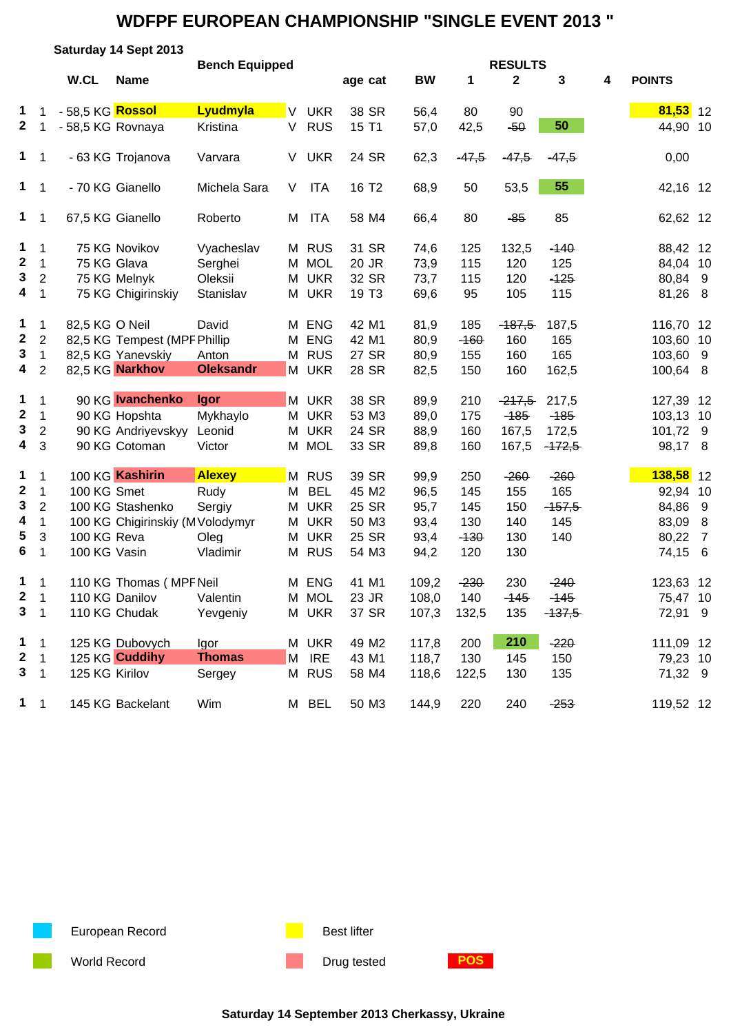# WDFPF EUROPEAN CHAMPIONSHIP "SINGLE EVENT 2013 "

**Saturday 14 Sept 2013**

**Bench Equipped**

| | | W.CL | Name | | | | age | cat | BW | 1 | 2 | 3 | 4 | POINTS | |
|---|---|---|---|---|---|---|---|---|---|---|---|---|---|---|---|
| 1 | 1 | - 58,5 KG | Rossol | Lyudmyla | V | UKR | 38 | SR | 56,4 | 80 | 90 | | | 81,53 | 12 |
| 2 | 1 | - 58,5 KG | Rovnaya | Kristina | V | RUS | 15 | T1 | 57,0 | 42,5 | ~~50~~ | 50 | | 44,90 | 10 |
| 1 | 1 | - 63 KG | Trojanova | Varvara | V | UKR | 24 | SR | 62,3 | ~~47,5~~ | ~~47,5~~ | ~~47,5~~ | | 0,00 | |
| 1 | 1 | - 70 KG | Gianello | Michela Sara | V | ITA | 16 | T2 | 68,9 | 50 | 53,5 | 55 | | 42,16 | 12 |
| 1 | 1 | 67,5 KG | Gianello | Roberto | M | ITA | 58 | M4 | 66,4 | 80 | ~~85~~ | 85 | | 62,62 | 12 |
| 1 | 1 | 75 KG | Novikov | Vyacheslav | M | RUS | 31 | SR | 74,6 | 125 | 132,5 | ~~140~~ | | 88,42 | 12 |
| 2 | 1 | 75 KG | Glava | Serghei | M | MOL | 20 | JR | 73,9 | 115 | 120 | 125 | | 84,04 | 10 |
| 3 | 2 | 75 KG | Melnyk | Oleksii | M | UKR | 32 | SR | 73,7 | 115 | 120 | ~~125~~ | | 80,84 | 9 |
| 4 | 1 | 75 KG | Chigirinskiy | Stanislav | M | UKR | 19 | T3 | 69,6 | 95 | 105 | 115 | | 81,26 | 8 |
| 1 | 1 | 82,5 KG | O Neil | David | M | ENG | 42 | M1 | 81,9 | 185 | ~~187,5~~ | 187,5 | | 116,70 | 12 |
| 2 | 2 | 82,5 KG | Tempest (MPF | Phillip | M | ENG | 42 | M1 | 80,9 | ~~160~~ | 160 | 165 | | 103,60 | 10 |
| 3 | 1 | 82,5 KG | Yanevskiy | Anton | M | RUS | 27 | SR | 80,9 | 155 | 160 | 165 | | 103,60 | 9 |
| 4 | 2 | 82,5 KG | Narkhov | Oleksandr | M | UKR | 28 | SR | 82,5 | 150 | 160 | 162,5 | | 100,64 | 8 |
| 1 | 1 | 90 KG | Ivanchenko | Igor | M | UKR | 38 | SR | 89,9 | 210 | ~~217,5~~ | 217,5 | | 127,39 | 12 |
| 2 | 1 | 90 KG | Hopshta | Mykhaylo | M | UKR | 53 | M3 | 89,0 | 175 | ~~185~~ | ~~185~~ | | 103,13 | 10 |
| 3 | 2 | 90 KG | Andriyevskyy | Leonid | M | UKR | 24 | SR | 88,9 | 160 | 167,5 | 172,5 | | 101,72 | 9 |
| 4 | 3 | 90 KG | Cotoman | Victor | M | MOL | 33 | SR | 89,8 | 160 | 167,5 | ~~172,5~~ | | 98,17 | 8 |
| 1 | 1 | 100 KG | Kashirin | Alexey | M | RUS | 39 | SR | 99,9 | 250 | ~~260~~ | ~~260~~ | | 138,58 | 12 |
| 2 | 1 | 100 KG | Smet | Rudy | M | BEL | 45 | M2 | 96,5 | 145 | 155 | 165 | | 92,94 | 10 |
| 3 | 2 | 100 KG | Stashenko | Sergiy | M | UKR | 25 | SR | 95,7 | 145 | 150 | ~~157,5~~ | | 84,86 | 9 |
| 4 | 1 | 100 KG | Chigirinskiy (M | Volodymyr | M | UKR | 50 | M3 | 93,4 | 130 | 140 | 145 | | 83,09 | 8 |
| 5 | 3 | 100 KG | Reva | Oleg | M | UKR | 25 | SR | 93,4 | ~~130~~ | 130 | 140 | | 80,22 | 7 |
| 6 | 1 | 100 KG | Vasin | Vladimir | M | RUS | 54 | M3 | 94,2 | 120 | 130 | | | 74,15 | 6 |
| 1 | 1 | 110 KG | Thomas ( MPF | Neil | M | ENG | 41 | M1 | 109,2 | ~~230~~ | 230 | ~~240~~ | | 123,63 | 12 |
| 2 | 1 | 110 KG | Danilov | Valentin | M | MOL | 23 | JR | 108,0 | 140 | ~~145~~ | ~~145~~ | | 75,47 | 10 |
| 3 | 1 | 110 KG | Chudak | Yevgeniy | M | UKR | 37 | SR | 107,3 | 132,5 | 135 | ~~137,5~~ | | 72,91 | 9 |
| 1 | 1 | 125 KG | Dubovych | Igor | M | UKR | 49 | M2 | 117,8 | 200 | 210 | ~~220~~ | | 111,09 | 12 |
| 2 | 1 | 125 KG | Cuddihy | Thomas | M | IRE | 43 | M1 | 118,7 | 130 | 145 | 150 | | 79,23 | 10 |
| 3 | 1 | 125 KG | Kirilov | Sergey | M | RUS | 58 | M4 | 118,6 | 122,5 | 130 | 135 | | 71,32 | 9 |
| 1 | 1 | 145 KG | Backelant | Wim | M | BEL | 50 | M3 | 144,9 | 220 | 240 | ~~253~~ | | 119,52 | 12 |

European Record

World Record

Best lifter

Drug tested

POS

**Saturday 14 September 2013 Cherkassy, Ukraine**